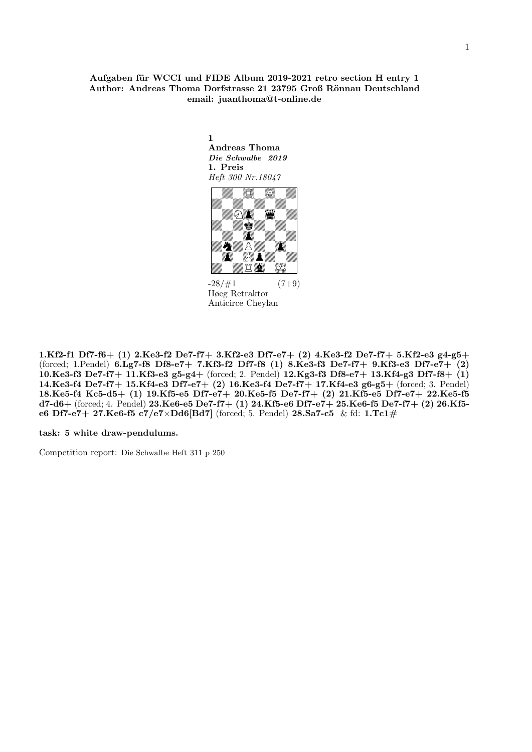**Aufgaben für WCCI und FIDE Album 2019-2021 retro section H entry 1**
**Author: Andreas Thoma Dorfstrasse 21 23795 Groß Rönnau Deutschland**
**email: juanthoma@t-online.de**

**1**
**Andreas Thoma**
***Die Schwalbe 2019***
**1. Preis**
*Heft 300 Nr.18047*

-28/#1 (7+9)
Høeg Retraktor
Anticirce Cheylan

**1.Kf2-f1 Df7-f6+ (1) 2.Ke3-f2 De7-f7+ 3.Kf2-e3 Df7-e7+ (2) 4.Ke3-f2 De7-f7+ 5.Kf2-e3 g4-g5+** (forced; 1.Pendel) **6.Lg7-f8 Df8-e7+ 7.Kf3-f2 Df7-f8 (1) 8.Ke3-f3 De7-f7+ 9.Kf3-e3 Df7-e7+ (2) 10.Ke3-f3 De7-f7+ 11.Kf3-e3 g5-g4+** (forced; 2. Pendel) **12.Kg3-f3 Df8-e7+ 13.Kf4-g3 Df7-f8+ (1) 14.Ke3-f4 De7-f7+ 15.Kf4-e3 Df7-e7+ (2) 16.Ke3-f4 De7-f7+ 17.Kf4-e3 g6-g5+** (forced; 3. Pendel) **18.Ke5-f4 Kc5-d5+ (1) 19.Kf5-e5 Df7-e7+ 20.Ke5-f5 De7-f7+ (2) 21.Kf5-e5 Df7-e7+ 22.Ke5-f5 d7-d6+** (forced; 4. Pendel) **23.Ke6-e5 De7-f7+ (1) 24.Kf5-e6 Df7-e7+ 25.Ke6-f5 De7-f7+ (2) 26.Kf5-e6 Df7-e7+ 27.Ke6-f5 c7/e7×Dd6[Bd7]** (forced; 5. Pendel) **28.Sa7-c5** & fd: **1.Tc1#**

**task: 5 white draw-pendulums.**

Competition report: Die Schwalbe Heft 311 p 250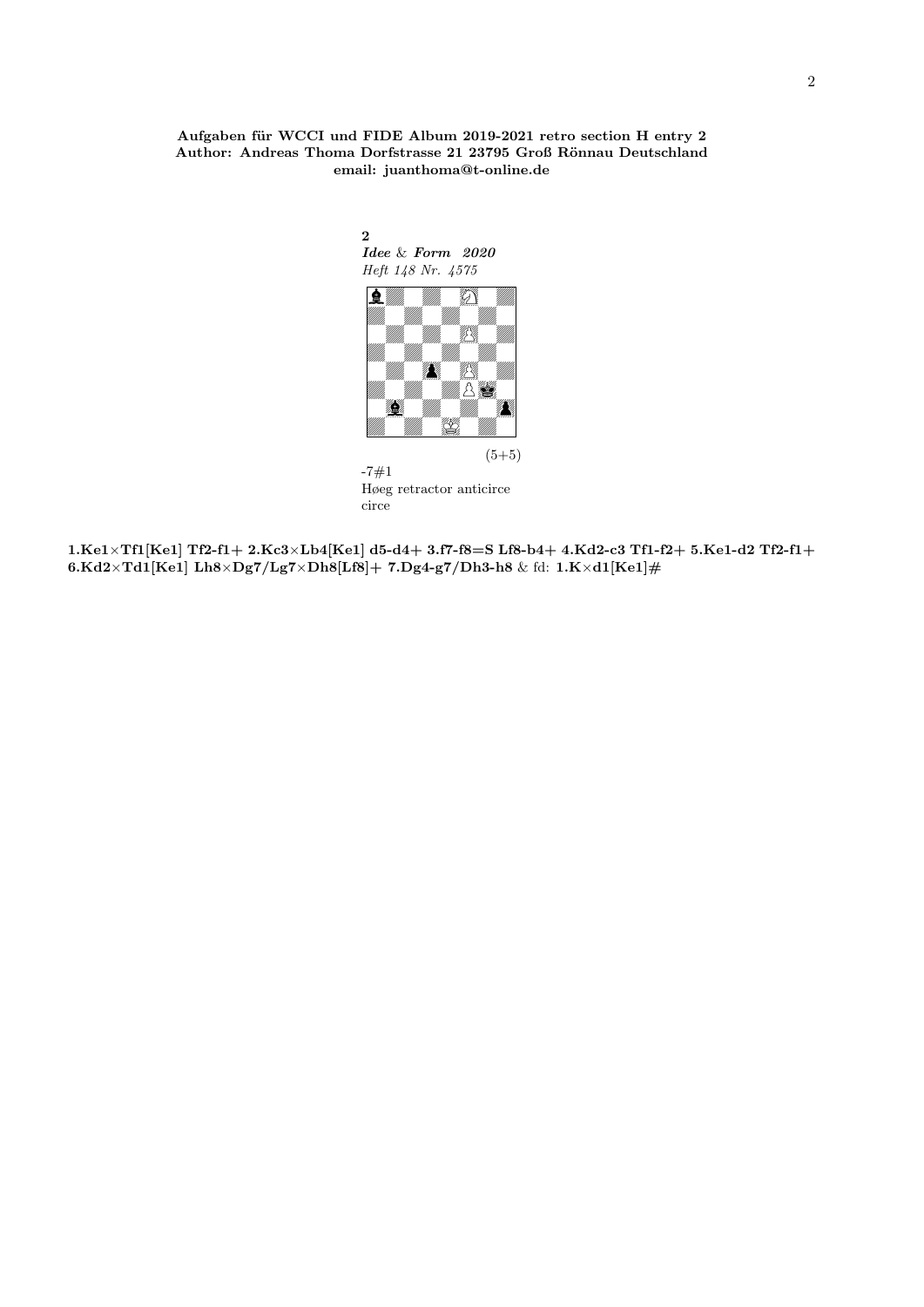**Aufgaben für WCCI und FIDE Album 2019-2021 retro section H entry 2**
**Author: Andreas Thoma Dorfstrasse 21 23795 Groß Rönnau Deutschland**
**email: juanthoma@t-online.de**

**2**
***Idee & Form 2020***
*Heft 148 Nr. 4575*

(5+5)

-7#1
Høeg retractor anticirce
circe

**1.Ke1×Tf1[Ke1] Tf2-f1+ 2.Kc3×Lb4[Ke1] d5-d4+ 3.f7-f8=S Lf8-b4+ 4.Kd2-c3 Tf1-f2+ 5.Ke1-d2 Tf2-f1+ 6.Kd2×Td1[Ke1] Lh8×Dg7/Lg7×Dh8[Lf8]+ 7.Dg4-g7/Dh3-h8** & fd: **1.K×d1[Ke1]#**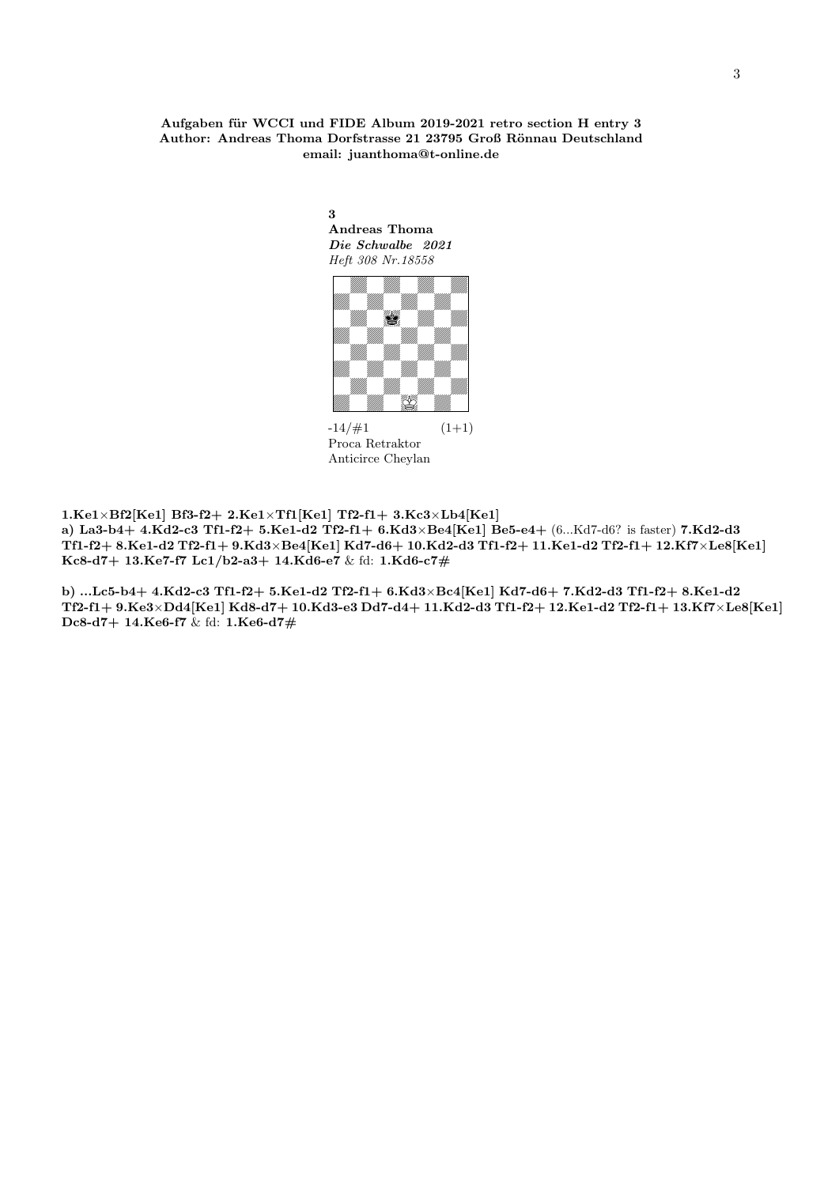**Aufgaben für WCCI und FIDE Album 2019-2021 retro section H entry 3**
**Author: Andreas Thoma Dorfstrasse 21 23795 Groß Rönnau Deutschland**
**email: juanthoma@t-online.de**

**3**
**Andreas Thoma**
***Die Schwalbe 2021***
*Heft 308 Nr.18558*

-14/#1 (1+1)
Proca Retraktor
Anticirce Cheylan

**1.Ke1×Bf2[Ke1] Bf3-f2+ 2.Ke1×Tf1[Ke1] Tf2-f1+ 3.Kc3×Lb4[Ke1]**
**a) La3-b4+ 4.Kd2-c3 Tf1-f2+ 5.Ke1-d2 Tf2-f1+ 6.Kd3×Be4[Ke1] Be5-e4+** (6...Kd7-d6? is faster) **7.Kd2-d3 Tf1-f2+ 8.Ke1-d2 Tf2-f1+ 9.Kd3×Be4[Ke1] Kd7-d6+ 10.Kd2-d3 Tf1-f2+ 11.Ke1-d2 Tf2-f1+ 12.Kf7×Le8[Ke1] Kc8-d7+ 13.Ke7-f7 Lc1/b2-a3+ 14.Kd6-e7** & fd: **1.Kd6-c7#**

**b) ...Lc5-b4+ 4.Kd2-c3 Tf1-f2+ 5.Ke1-d2 Tf2-f1+ 6.Kd3×Bc4[Ke1] Kd7-d6+ 7.Kd2-d3 Tf1-f2+ 8.Ke1-d2 Tf2-f1+ 9.Ke3×Dd4[Ke1] Kd8-d7+ 10.Kd3-e3 Dd7-d4+ 11.Kd2-d3 Tf1-f2+ 12.Ke1-d2 Tf2-f1+ 13.Kf7×Le8[Ke1] Dc8-d7+ 14.Ke6-f7** & fd: **1.Ke6-d7#**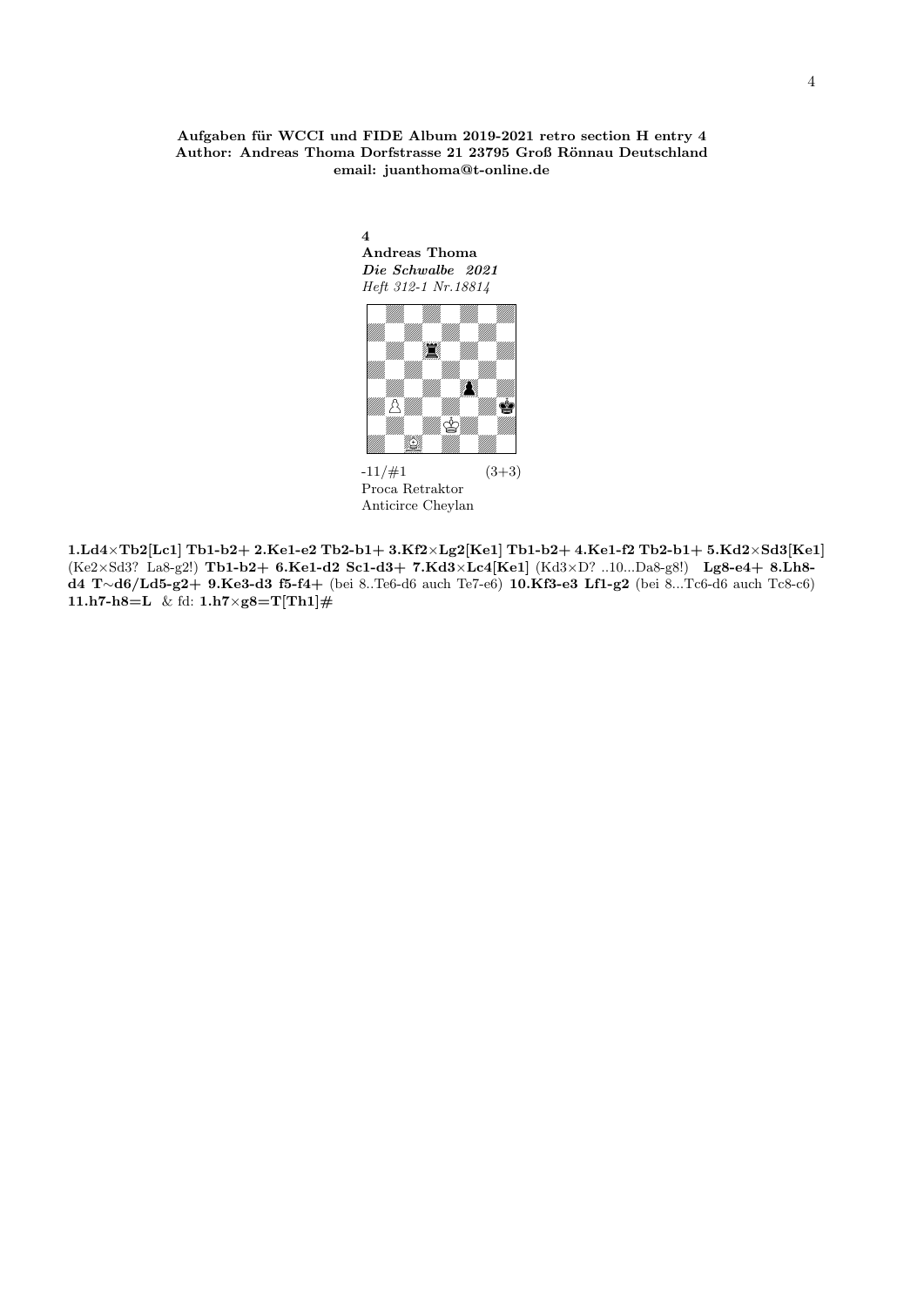**Aufgaben für WCCI und FIDE Album 2019-2021 retro section H entry 4**
**Author: Andreas Thoma Dorfstrasse 21 23795 Groß Rönnau Deutschland**
**email: juanthoma@t-online.de**

**4**
**Andreas Thoma**
***Die Schwalbe 2021***
*Heft 312-1 Nr.18814*

-11/#1 (3+3)
Proca Retraktor
Anticirce Cheylan

**1.Ld4×Tb2[Lc1] Tb1-b2+ 2.Ke1-e2 Tb2-b1+ 3.Kf2×Lg2[Ke1] Tb1-b2+ 4.Ke1-f2 Tb2-b1+ 5.Kd2×Sd3[Ke1]** (Ke2×Sd3? La8-g2!) **Tb1-b2+ 6.Ke1-d2 Sc1-d3+ 7.Kd3×Lc4[Ke1]** (Kd3×D? ..10...Da8-g8!) **Lg8-e4+ 8.Lh8-d4 T∼d6/Ld5-g2+ 9.Ke3-d3 f5-f4+** (bei 8..Te6-d6 auch Te7-e6) **10.Kf3-e3 Lf1-g2** (bei 8...Tc6-d6 auch Tc8-c6) **11.h7-h8=L** & fd: **1.h7×g8=T[Th1]#**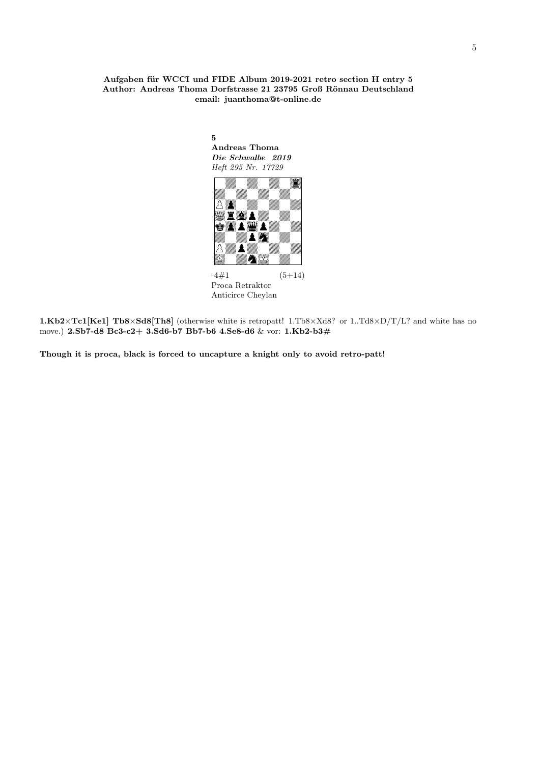**Aufgaben für WCCI und FIDE Album 2019-2021 retro section H entry 5**
**Author: Andreas Thoma Dorfstrasse 21 23795 Groß Rönnau Deutschland**
**email: juanthoma@t-online.de**

**5**
**Andreas Thoma**
***Die Schwalbe 2019***
*Heft 295 Nr. 17729*

-4#1 (5+14)
Proca Retraktor
Anticirce Cheylan

**1.Kb2×Tc1[Ke1] Tb8×Sd8[Th8]** (otherwise white is retropatt! 1.Tb8×Xd8? or 1..Td8×D/T/L? and white has no move.) **2.Sb7-d8 Bc3-c2+ 3.Sd6-b7 Bb7-b6 4.Se8-d6** & vor: **1.Kb2-b3#**

**Though it is proca, black is forced to uncapture a knight only to avoid retro-patt!**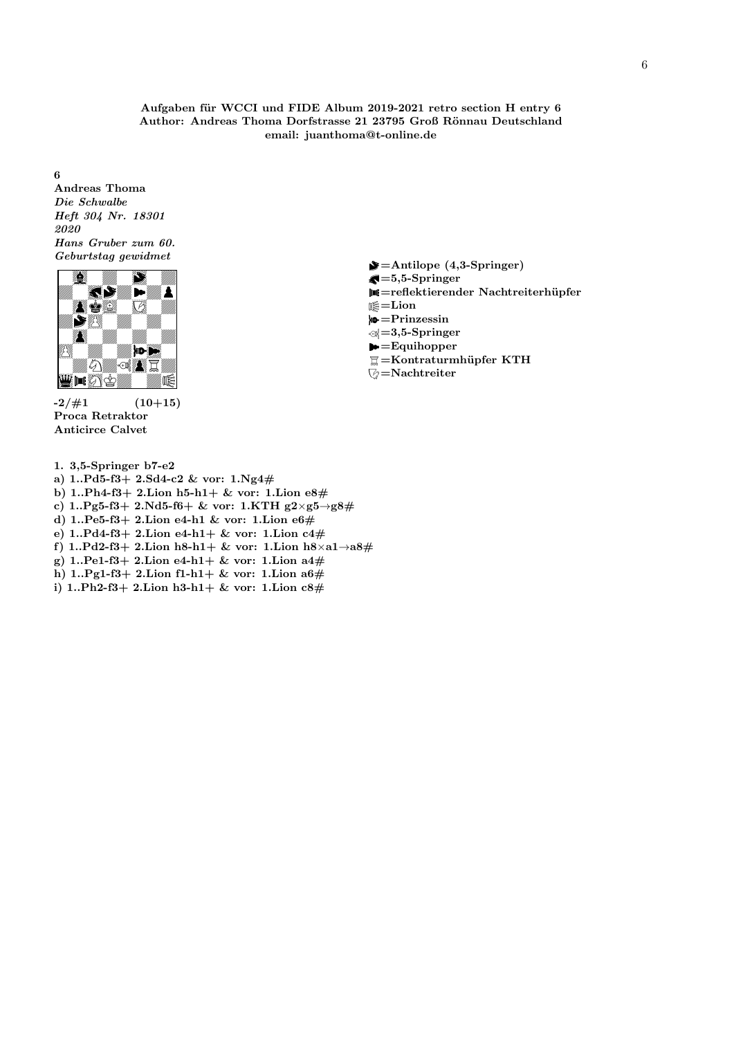**Aufgaben für WCCI und FIDE Album 2019-2021 retro section H entry 6**
**Author: Andreas Thoma Dorfstrasse 21 23795 Groß Rönnau Deutschland**
**email: juanthoma@t-online.de**

**6**
**Andreas Thoma**
***Die Schwalbe***
***Heft 304 Nr. 18301***
***2020***
***Hans Gruber zum 60. Geburtstag gewidmet***

**-2/#1 (10+15)**
**Proca Retraktor**
**Anticirce Calvet**

**=Antilope (4,3-Springer)**
**=5,5-Springer**
**=reflektierender Nachtreiterhüpfer**
**=Lion**
**=Prinzessin**
**=3,5-Springer**
**=Equihopper**
**=Kontraturmhüpfer KTH**
**=Nachtreiter**

**1. 3,5-Springer b7-e2**
**a) 1..Pd5-f3+ 2.Sd4-c2 & vor: 1.Ng4#**
**b) 1..Ph4-f3+ 2.Lion h5-h1+ & vor: 1.Lion e8#**
**c) 1..Pg5-f3+ 2.Nd5-f6+ & vor: 1.KTH g2×g5→g8#**
**d) 1..Pe5-f3+ 2.Lion e4-h1 & vor: 1.Lion e6#**
**e) 1..Pd4-f3+ 2.Lion e4-h1+ & vor: 1.Lion c4#**
**f) 1..Pd2-f3+ 2.Lion h8-h1+ & vor: 1.Lion h8×a1→a8#**
**g) 1..Pe1-f3+ 2.Lion e4-h1+ & vor: 1.Lion a4#**
**h) 1..Pg1-f3+ 2.Lion f1-h1+ & vor: 1.Lion a6#**
**i) 1..Ph2-f3+ 2.Lion h3-h1+ & vor: 1.Lion c8#**